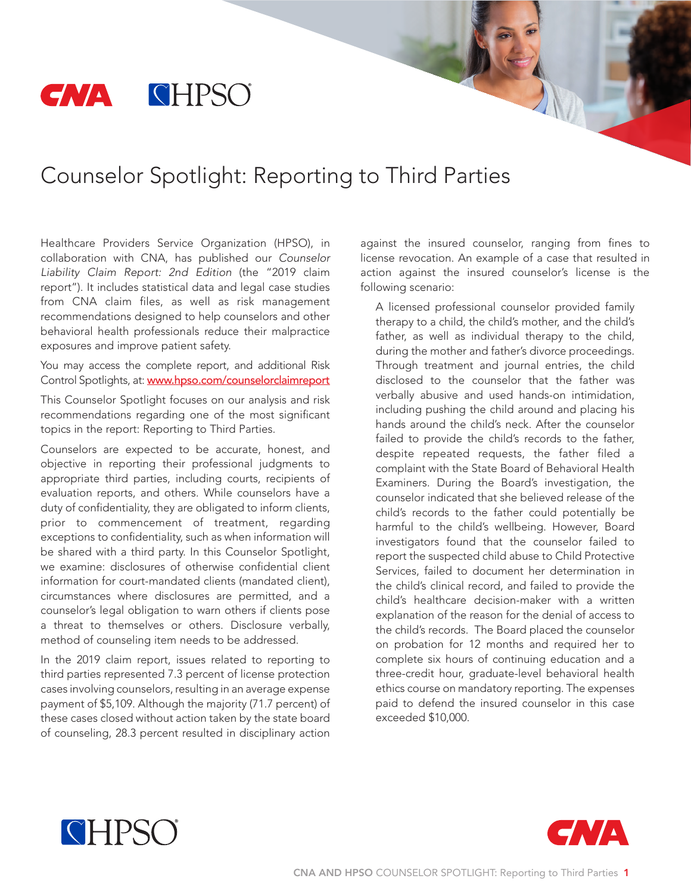# Counselor Spotlight: Reporting to Third Parties

Healthcare Providers Service Organization (HPSO), in collaboration with CNA, has published our *Counselor Liability Claim Report: 2nd Edition* (the "2019 claim report"). It includes statistical data and legal case studies from CNA claim files, as well as risk management recommendations designed to help counselors and other behavioral health professionals reduce their malpractice exposures and improve patient safety.

You may access the complete report, and additional Risk Control Spotlights, at: [www.hpso.com/counselorclaimreport](http://www.hpso.com/counselorclaimreport)

This Counselor Spotlight focuses on our analysis and risk recommendations regarding one of the most significant topics in the report: Reporting to Third Parties.

Counselors are expected to be accurate, honest, and objective in reporting their professional judgments to appropriate third parties, including courts, recipients of evaluation reports, and others. While counselors have a duty of confidentiality, they are obligated to inform clients, prior to commencement of treatment, regarding exceptions to confidentiality, such as when information will be shared with a third party. In this Counselor Spotlight, we examine: disclosures of otherwise confidential client information for court-mandated clients (mandated client), circumstances where disclosures are permitted, and a counselor's legal obligation to warn others if clients pose a threat to themselves or others. Disclosure verbally, method of counseling item needs to be addressed.

In the 2019 claim report, issues related to reporting to third parties represented 7.3 percent of license protection cases involving counselors, resulting in an average expense payment of $5,109. Although the majority (71.7 percent) of these cases closed without action taken by the state board of counseling, 28.3 percent resulted in disciplinary action against the insured counselor, ranging from fines to license revocation. An example of a case that resulted in action against the insured counselor's license is the following scenario:

> A licensed professional counselor provided family therapy to a child, the child's mother, and the child's father, as well as individual therapy to the child, during the mother and father's divorce proceedings. Through treatment and journal entries, the child disclosed to the counselor that the father was verbally abusive and used hands-on intimidation, including pushing the child around and placing his hands around the child's neck. After the counselor failed to provide the child's records to the father, despite repeated requests, the father filed a complaint with the State Board of Behavioral Health Examiners. During the Board's investigation, the counselor indicated that she believed release of the child's records to the father could potentially be harmful to the child's wellbeing. However, Board investigators found that the counselor failed to report the suspected child abuse to Child Protective Services, failed to document her determination in the child's clinical record, and failed to provide the child's healthcare decision-maker with a written explanation of the reason for the denial of access to the child's records. The Board placed the counselor on probation for 12 months and required her to complete six hours of continuing education and a three-credit hour, graduate-level behavioral health ethics course on mandatory reporting. The expenses paid to defend the insured counselor in this case exceeded $10,000.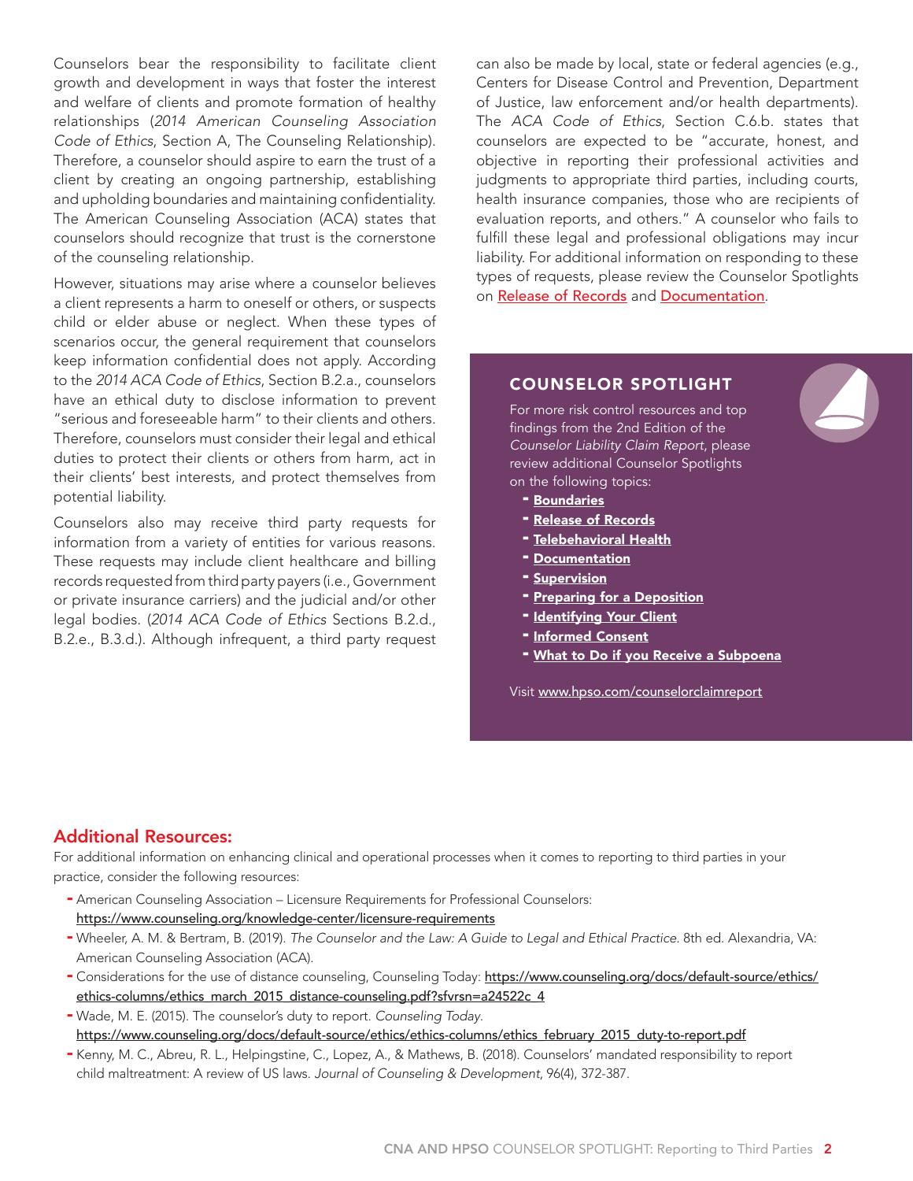Counselors bear the responsibility to facilitate client growth and development in ways that foster the interest and welfare of clients and promote formation of healthy relationships (*2014 American Counseling Association Code of Ethics*, Section A, The Counseling Relationship). Therefore, a counselor should aspire to earn the trust of a client by creating an ongoing partnership, establishing and upholding boundaries and maintaining confidentiality. The American Counseling Association (ACA) states that counselors should recognize that trust is the cornerstone of the counseling relationship.

However, situations may arise where a counselor believes a client represents a harm to oneself or others, or suspects child or elder abuse or neglect. When these types of scenarios occur, the general requirement that counselors keep information confidential does not apply. According to the *2014 ACA Code of Ethics*, Section B.2.a., counselors have an ethical duty to disclose information to prevent "serious and foreseeable harm" to their clients and others. Therefore, counselors must consider their legal and ethical duties to protect their clients or others from harm, act in their clients' best interests, and protect themselves from potential liability.

Counselors also may receive third party requests for information from a variety of entities for various reasons. These requests may include client healthcare and billing records requested from third party payers (i.e., Government or private insurance carriers) and the judicial and/or other legal bodies. (*2014 ACA Code of Ethics* Sections B.2.d., B.2.e., B.3.d.). Although infrequent, a third party request can also be made by local, state or federal agencies (e.g., Centers for Disease Control and Prevention, Department of Justice, law enforcement and/or health departments). The *ACA Code of Ethics*, Section C.6.b. states that counselors are expected to be "accurate, honest, and objective in reporting their professional activities and judgments to appropriate third parties, including courts, health insurance companies, those who are recipients of evaluation reports, and others." A counselor who fails to fulfill these legal and professional obligations may incur liability. For additional information on responding to these types of requests, please review the Counselor Spotlights on Release of Records and Documentation.

## COUNSELOR SPOTLIGHT

For more risk control resources and top findings from the 2nd Edition of the *Counselor Liability Claim Report*, please review additional Counselor Spotlights on the following topics:

- **Boundaries**
- **Release of Records**
- **Telebehavioral Health**
- **Documentation**
- **Supervision**
- **Preparing for a Deposition**
- **Identifying Your Client**
- **Informed Consent**
- **What to Do if you Receive a Subpoena**

Visit www.hpso.com/counselorclaimreport

## Additional Resources:

For additional information on enhancing clinical and operational processes when it comes to reporting to third parties in your practice, consider the following resources:

- American Counseling Association – Licensure Requirements for Professional Counselors: https://www.counseling.org/knowledge-center/licensure-requirements
- Wheeler, A. M. & Bertram, B. (2019). *The Counselor and the Law: A Guide to Legal and Ethical Practice*. 8th ed. Alexandria, VA: American Counseling Association (ACA).
- Considerations for the use of distance counseling, Counseling Today: https://www.counseling.org/docs/default-source/ethics/ethics-columns/ethics_march_2015_distance-counseling.pdf?sfvrsn=a24522c_4
- Wade, M. E. (2015). The counselor's duty to report. *Counseling Today*. https://www.counseling.org/docs/default-source/ethics/ethics-columns/ethics_february_2015_duty-to-report.pdf
- Kenny, M. C., Abreu, R. L., Helpingstine, C., Lopez, A., & Mathews, B. (2018). Counselors' mandated responsibility to report child maltreatment: A review of US laws. *Journal of Counseling & Development*, 96(4), 372-387.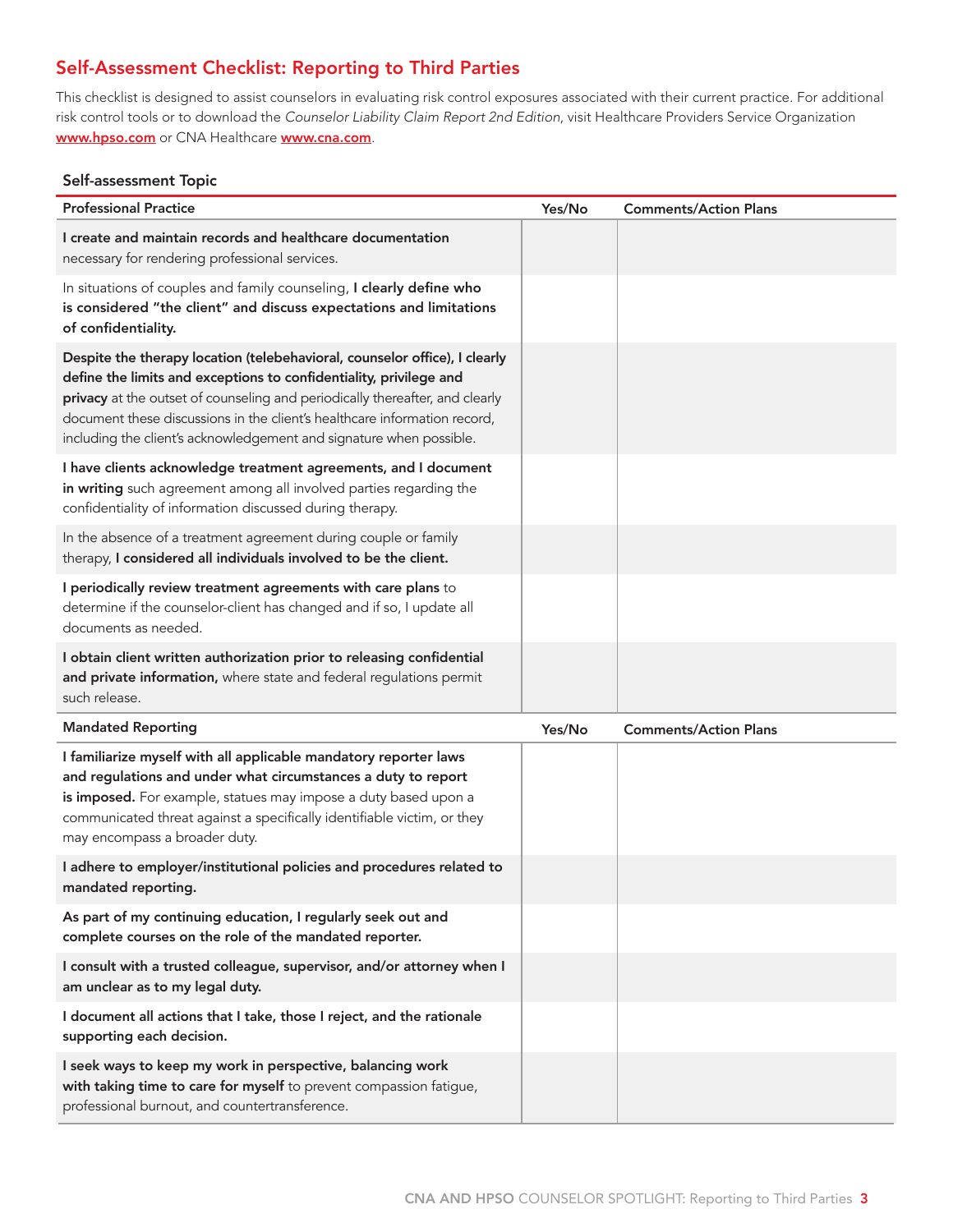## Self-Assessment Checklist: Reporting to Third Parties

This checklist is designed to assist counselors in evaluating risk control exposures associated with their current practice. For additional risk control tools or to download the *Counselor Liability Claim Report 2nd Edition*, visit Healthcare Providers Service Organization **www.hpso.com** or CNA Healthcare **www.cna.com**.

### Self-assessment Topic

| Professional Practice | Yes/No | Comments/Action Plans |
|---|---|---|
| **I create and maintain records and healthcare documentation** necessary for rendering professional services. | | |
| In situations of couples and family counseling, **I clearly define who is considered "the client" and discuss expectations and limitations of confidentiality.** | | |
| **Despite the therapy location (telebehavioral, counselor office), I clearly define the limits and exceptions to confidentiality, privilege and privacy** at the outset of counseling and periodically thereafter, and clearly document these discussions in the client's healthcare information record, including the client's acknowledgement and signature when possible. | | |
| **I have clients acknowledge treatment agreements, and I document in writing** such agreement among all involved parties regarding the confidentiality of information discussed during therapy. | | |
| In the absence of a treatment agreement during couple or family therapy, **I considered all individuals involved to be the client.** | | |
| **I periodically review treatment agreements with care plans** to determine if the counselor-client has changed and if so, I update all documents as needed. | | |
| **I obtain client written authorization prior to releasing confidential and private information,** where state and federal regulations permit such release. | | |

| Mandated Reporting | Yes/No | Comments/Action Plans |
|---|---|---|
| **I familiarize myself with all applicable mandatory reporter laws and regulations and under what circumstances a duty to report is imposed.** For example, statues may impose a duty based upon a communicated threat against a specifically identifiable victim, or they may encompass a broader duty. | | |
| **I adhere to employer/institutional policies and procedures related to mandated reporting.** | | |
| **As part of my continuing education, I regularly seek out and complete courses on the role of the mandated reporter.** | | |
| **I consult with a trusted colleague, supervisor, and/or attorney when I am unclear as to my legal duty.** | | |
| **I document all actions that I take, those I reject, and the rationale supporting each decision.** | | |
| **I seek ways to keep my work in perspective, balancing work with taking time to care for myself** to prevent compassion fatigue, professional burnout, and countertransference. | | |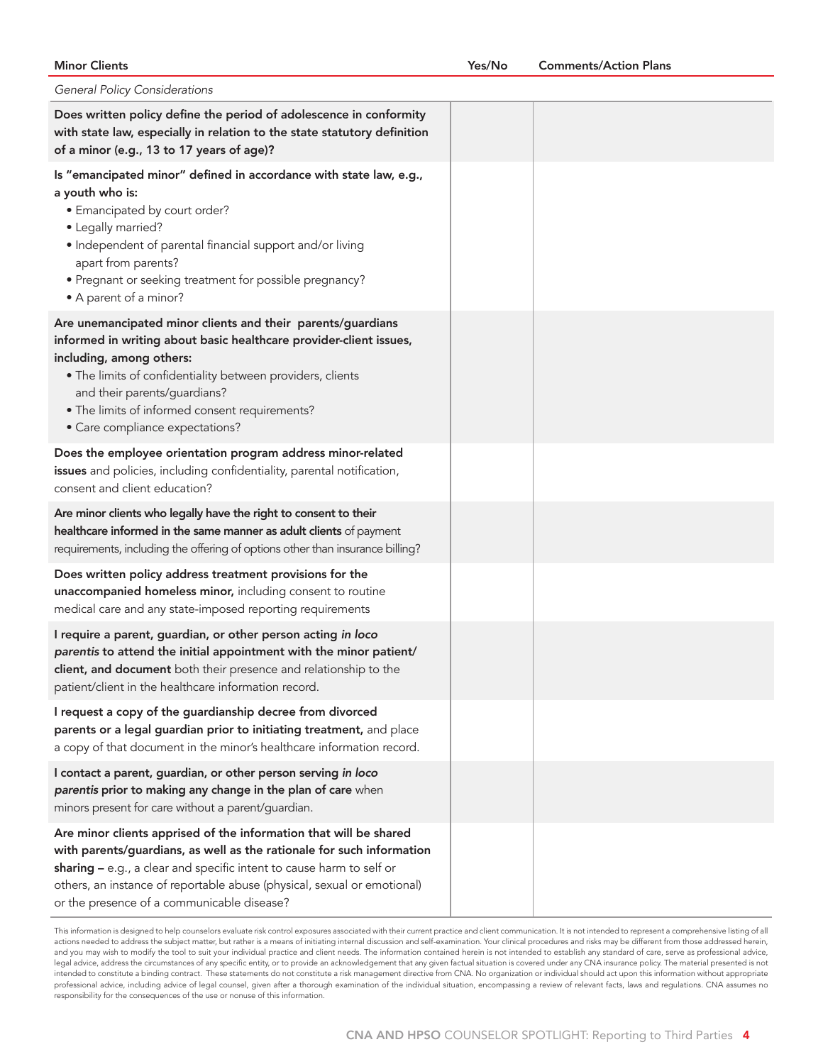| Minor Clients | Yes/No | Comments/Action Plans |
|---|---|---|
| *General Policy Considerations* | | |
| **Does written policy define the period of adolescence in conformity with state law, especially in relation to the state statutory definition of a minor (e.g., 13 to 17 years of age)?** | | |
| **Is "emancipated minor" defined in accordance with state law, e.g., a youth who is:** • Emancipated by court order? • Legally married? • Independent of parental financial support and/or living apart from parents? • Pregnant or seeking treatment for possible pregnancy? • A parent of a minor? | | |
| **Are unemancipated minor clients and their parents/guardians informed in writing about basic healthcare provider-client issues, including, among others:** • The limits of confidentiality between providers, clients and their parents/guardians? • The limits of informed consent requirements? • Care compliance expectations? | | |
| **Does the employee orientation program address minor-related issues** and policies, including confidentiality, parental notification, consent and client education? | | |
| **Are minor clients who legally have the right to consent to their healthcare informed in the same manner as adult clients** of payment requirements, including the offering of options other than insurance billing? | | |
| **Does written policy address treatment provisions for the unaccompanied homeless minor,** including consent to routine medical care and any state-imposed reporting requirements | | |
| **I require a parent, guardian, or other person acting *in loco parentis* to attend the initial appointment with the minor patient/client, and document** both their presence and relationship to the patient/client in the healthcare information record. | | |
| **I request a copy of the guardianship decree from divorced parents or a legal guardian prior to initiating treatment,** and place a copy of that document in the minor's healthcare information record. | | |
| **I contact a parent, guardian, or other person serving *in loco parentis* prior to making any change in the plan of care** when minors present for care without a parent/guardian. | | |
| **Are minor clients apprised of the information that will be shared with parents/guardians, as well as the rationale for such information sharing –** e.g., a clear and specific intent to cause harm to self or others, an instance of reportable abuse (physical, sexual or emotional) or the presence of a communicable disease? | | |

This information is designed to help counselors evaluate risk control exposures associated with their current practice and client communication. It is not intended to represent a comprehensive listing of all actions needed to address the subject matter, but rather is a means of initiating internal discussion and self-examination. Your clinical procedures and risks may be different from those addressed herein, and you may wish to modify the tool to suit your individual practice and client needs. The information contained herein is not intended to establish any standard of care, serve as professional advice, legal advice, address the circumstances of any specific entity, or to provide an acknowledgement that any given factual situation is covered under any CNA insurance policy. The material presented is not intended to constitute a binding contract. These statements do not constitute a risk management directive from CNA. No organization or individual should act upon this information without appropriate professional advice, including advice of legal counsel, given after a thorough examination of the individual situation, encompassing a review of relevant facts, laws and regulations. CNA assumes no responsibility for the consequences of the use or nonuse of this information.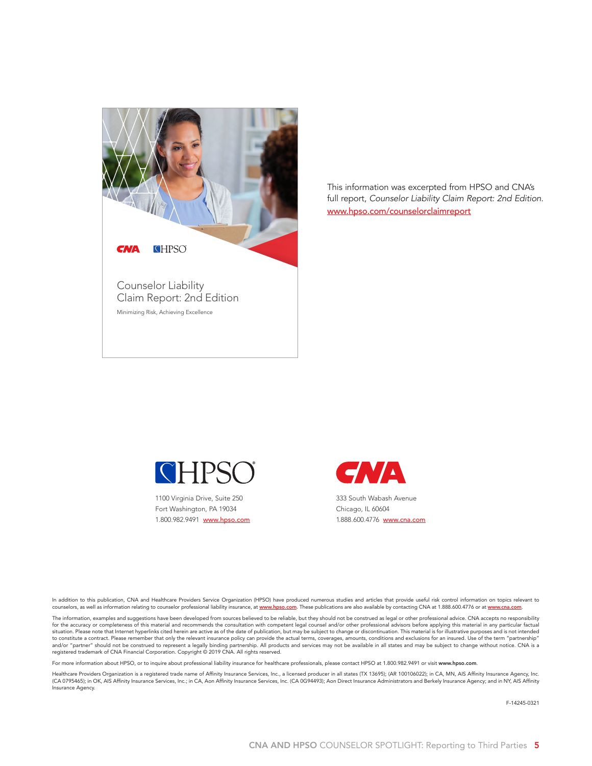Counselor Liability
Claim Report: 2nd Edition

Minimizing Risk, Achieving Excellence

This information was excerpted from HPSO and CNA's full report, *Counselor Liability Claim Report: 2nd Edition*. www.hpso.com/counselorclaimreport

**HPSO**

1100 Virginia Drive, Suite 250
Fort Washington, PA 19034
1.800.982.9491 www.hpso.com

**CNA**

333 South Wabash Avenue
Chicago, IL 60604
1.888.600.4776 www.cna.com

In addition to this publication, CNA and Healthcare Providers Service Organization (HPSO) have produced numerous studies and articles that provide useful risk control information on topics relevant to counselors, as well as information relating to counselor professional liability insurance, at www.hpso.com. These publications are also available by contacting CNA at 1.888.600.4776 or at www.cna.com.

The information, examples and suggestions have been developed from sources believed to be reliable, but they should not be construed as legal or other professional advice. CNA accepts no responsibility for the accuracy or completeness of this material and recommends the consultation with competent legal counsel and/or other professional advisors before applying this material in any particular factual situation. Please note that Internet hyperlinks cited herein are active as of the date of publication, but may be subject to change or discontinuation. This material is for illustrative purposes and is not intended to constitute a contract. Please remember that only the relevant insurance policy can provide the actual terms, coverages, amounts, conditions and exclusions for an insured. Use of the term "partnership" and/or "partner" should not be construed to represent a legally binding partnership. All products and services may not be available in all states and may be subject to change without notice. CNA is a registered trademark of CNA Financial Corporation. Copyright © 2019 CNA. All rights reserved.

For more information about HPSO, or to inquire about professional liability insurance for healthcare professionals, please contact HPSO at 1.800.982.9491 or visit **www.hpso.com**.

Healthcare Providers Service Organization is a registered trade name of Affinity Insurance Services, Inc., a licensed producer in all states (TX 13695); (AR 100106022); in CA, MN, AIS Affinity Insurance Agency, Inc. (CA 0795465); in OK, AIS Affinity Insurance Services, Inc.; in CA, Aon Affinity Insurance Services, Inc. (CA 0G94493); Aon Direct Insurance Administrators and Berkely Insurance Agency; and in NY, AIS Affinity Insurance Agency.

F-14245-0321